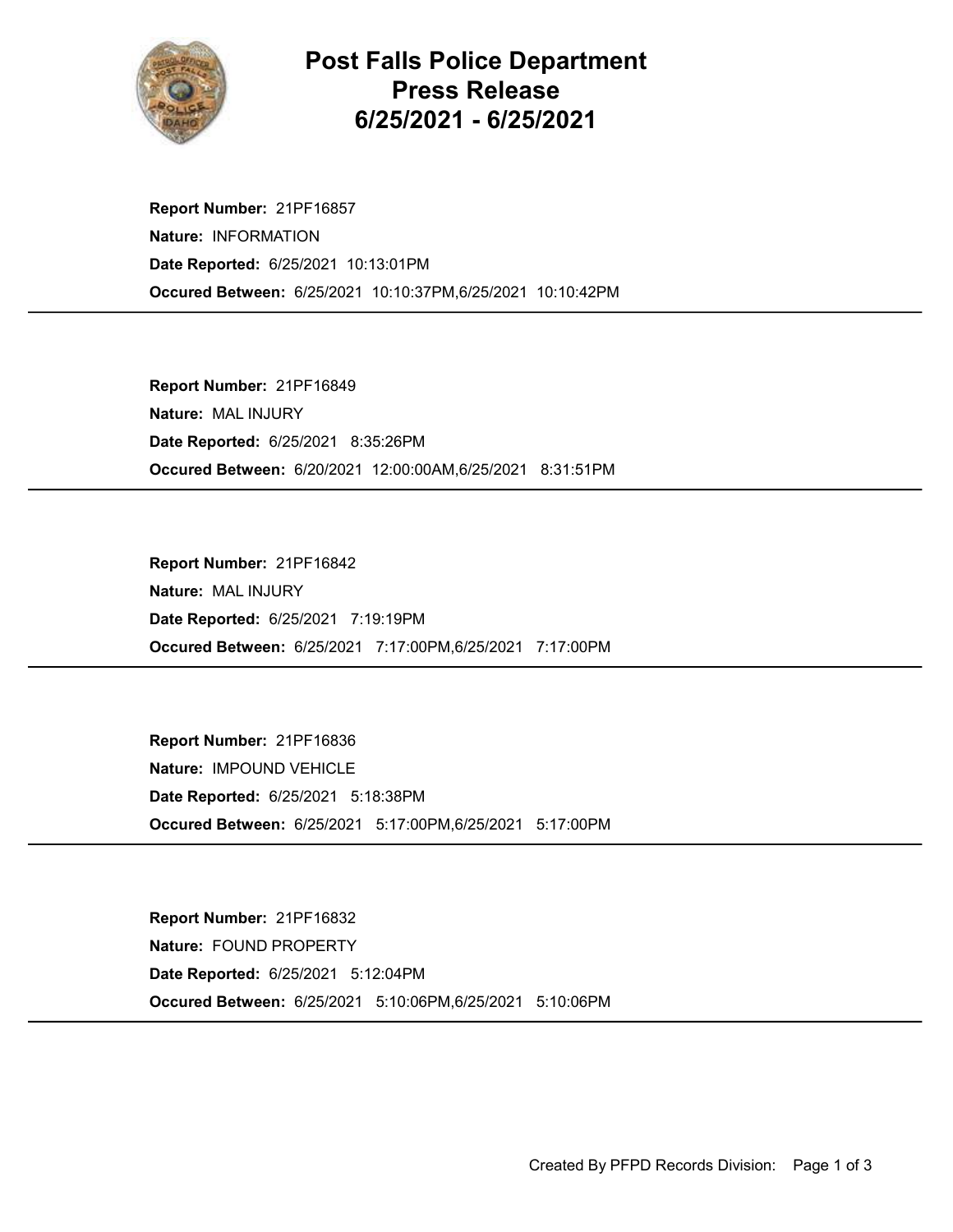# Post Falls Police Department Press Release 6/25/2021 - 6/25/2021

**Report Number:** 21PF16857
**Nature:** INFORMATION
**Date Reported:** 6/25/2021 10:13:01PM
**Occured Between:** 6/25/2021 10:10:37PM,6/25/2021 10:10:42PM

---

**Report Number:** 21PF16849
**Nature:** MAL INJURY
**Date Reported:** 6/25/2021 8:35:26PM
**Occured Between:** 6/20/2021 12:00:00AM,6/25/2021 8:31:51PM

---

**Report Number:** 21PF16842
**Nature:** MAL INJURY
**Date Reported:** 6/25/2021 7:19:19PM
**Occured Between:** 6/25/2021 7:17:00PM,6/25/2021 7:17:00PM

---

**Report Number:** 21PF16836
**Nature:** IMPOUND VEHICLE
**Date Reported:** 6/25/2021 5:18:38PM
**Occured Between:** 6/25/2021 5:17:00PM,6/25/2021 5:17:00PM

---

**Report Number:** 21PF16832
**Nature:** FOUND PROPERTY
**Date Reported:** 6/25/2021 5:12:04PM
**Occured Between:** 6/25/2021 5:10:06PM,6/25/2021 5:10:06PM

---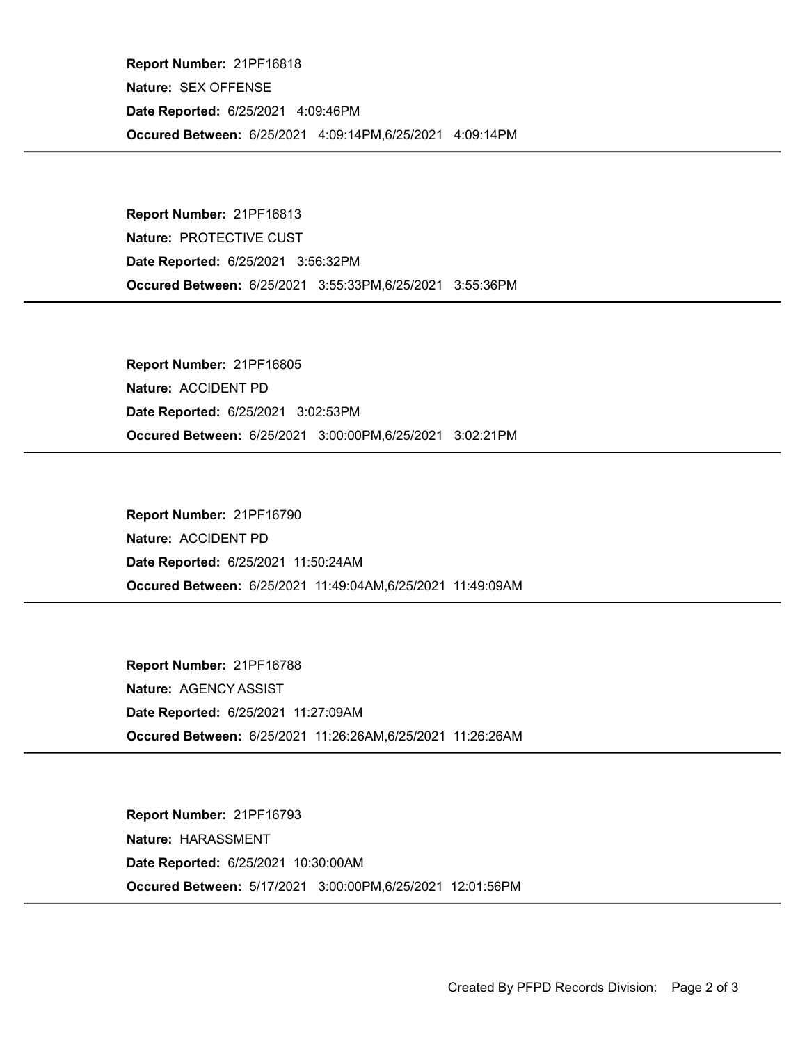**Report Number:** 21PF16818
**Nature:** SEX OFFENSE
**Date Reported:** 6/25/2021 4:09:46PM
**Occured Between:** 6/25/2021 4:09:14PM,6/25/2021 4:09:14PM

---

**Report Number:** 21PF16813
**Nature:** PROTECTIVE CUST
**Date Reported:** 6/25/2021 3:56:32PM
**Occured Between:** 6/25/2021 3:55:33PM,6/25/2021 3:55:36PM

---

**Report Number:** 21PF16805
**Nature:** ACCIDENT PD
**Date Reported:** 6/25/2021 3:02:53PM
**Occured Between:** 6/25/2021 3:00:00PM,6/25/2021 3:02:21PM

---

**Report Number:** 21PF16790
**Nature:** ACCIDENT PD
**Date Reported:** 6/25/2021 11:50:24AM
**Occured Between:** 6/25/2021 11:49:04AM,6/25/2021 11:49:09AM

---

**Report Number:** 21PF16788
**Nature:** AGENCY ASSIST
**Date Reported:** 6/25/2021 11:27:09AM
**Occured Between:** 6/25/2021 11:26:26AM,6/25/2021 11:26:26AM

---

**Report Number:** 21PF16793
**Nature:** HARASSMENT
**Date Reported:** 6/25/2021 10:30:00AM
**Occured Between:** 5/17/2021 3:00:00PM,6/25/2021 12:01:56PM

---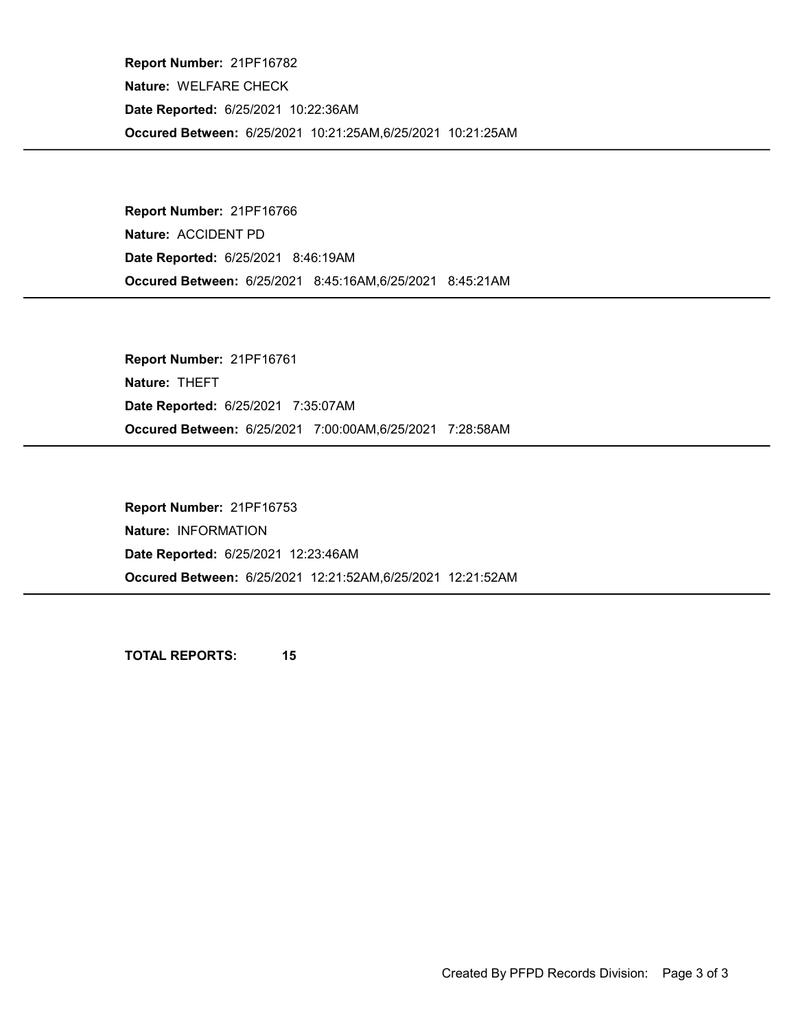**Report Number:** 21PF16782

**Nature:** WELFARE CHECK

**Date Reported:** 6/25/2021 10:22:36AM

**Occured Between:** 6/25/2021 10:21:25AM,6/25/2021 10:21:25AM

---

**Report Number:** 21PF16766

**Nature:** ACCIDENT PD

**Date Reported:** 6/25/2021 8:46:19AM

**Occured Between:** 6/25/2021 8:45:16AM,6/25/2021 8:45:21AM

---

**Report Number:** 21PF16761

**Nature:** THEFT

**Date Reported:** 6/25/2021 7:35:07AM

**Occured Between:** 6/25/2021 7:00:00AM,6/25/2021 7:28:58AM

---

**Report Number:** 21PF16753

**Nature:** INFORMATION

**Date Reported:** 6/25/2021 12:23:46AM

**Occured Between:** 6/25/2021 12:21:52AM,6/25/2021 12:21:52AM

---

**TOTAL REPORTS: 15**